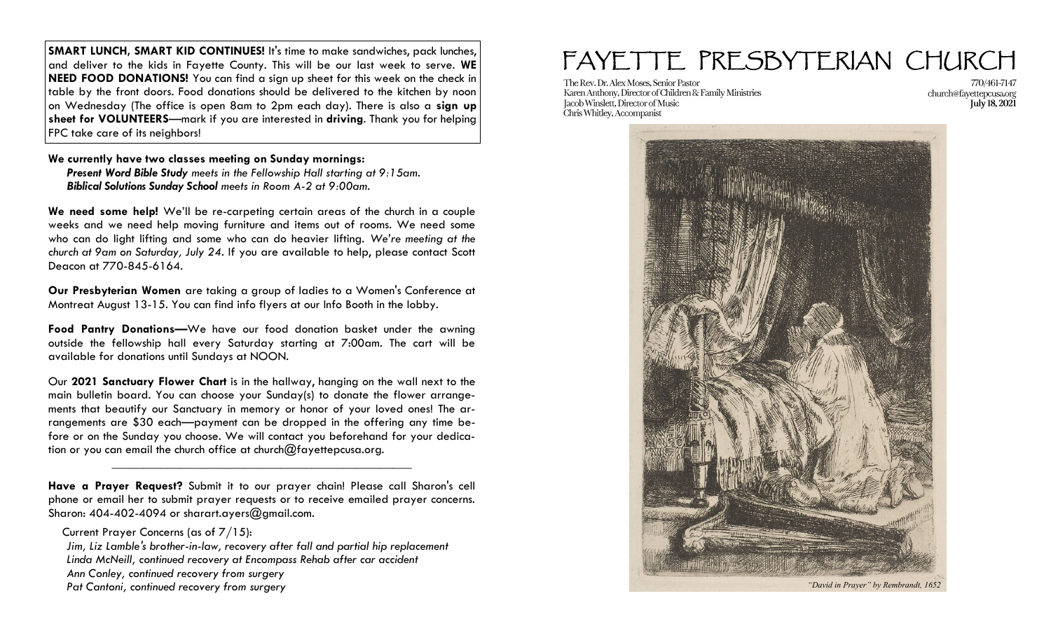**SMART LUNCH, SMART KID CONTINUES!** It's time to make sandwiches, pack lunches, and deliver to the kids in Fayette County. This will be our last week to serve. **WE NEED FOOD DONATIONS!** You can find a sign up sheet for this week on the check in table by the front doors. Food donations should be delivered to the kitchen by noon on Wednesday (The office is open 8am to 2pm each day). There is also a **sign up sheet for VOLUNTEERS**—mark if you are interested in **driving**. Thank you for helping FPC take care of its neighbors!

**We currently have two classes meeting on Sunday mornings:**

***Present Word Bible Study*** *meets in the Fellowship Hall starting at 9:15am.*
***Biblical Solutions Sunday School*** *meets in Room A-2 at 9:00am.*

**We need some help!** We'll be re-carpeting certain areas of the church in a couple weeks and we need help moving furniture and items out of rooms. We need some who can do light lifting and some who can do heavier lifting. *We're meeting at the church at 9am on Saturday, July 24.* If you are available to help, please contact Scott Deacon at 770-845-6164.

**Our Presbyterian Women** are taking a group of ladies to a Women's Conference at Montreat August 13-15. You can find info flyers at our Info Booth in the lobby.

**Food Pantry Donations—**We have our food donation basket under the awning outside the fellowship hall every Saturday starting at 7:00am. The cart will be available for donations until Sundays at NOON.

Our **2021 Sanctuary Flower Chart** is in the hallway, hanging on the wall next to the main bulletin board. You can choose your Sunday(s) to donate the flower arrangements that beautify our Sanctuary in memory or honor of your loved ones! The arrangements are $30 each—payment can be dropped in the offering any time before or on the Sunday you choose. We will contact you beforehand for your dedication or you can email the church office at church@fayettepcusa.org.

---

**Have a Prayer Request?** Submit it to our prayer chain! Please call Sharon's cell phone or email her to submit prayer requests or to receive emailed prayer concerns. Sharon: 404-402-4094 or sharart.ayers@gmail.com.

Current Prayer Concerns (as of 7/15):

*Jim, Liz Lamble's brother-in-law, recovery after fall and partial hip replacement*
*Linda McNeill, continued recovery at Encompass Rehab after car accident*
*Ann Conley, continued recovery from surgery*
*Pat Cantoni, continued recovery from surgery*

# FAYETTE PRESBYTERIAN CHURCH

The Rev. Dr. Alex Moses, Senior Pastor
Karen Anthony, Director of Children & Family Ministries
Jacob Winslett, Director of Music
Chris Whitley, Accompanist

770/461-7147
church@fayettepcusa.org
**July 18, 2021**

*"David in Prayer" by Rembrandt, 1652*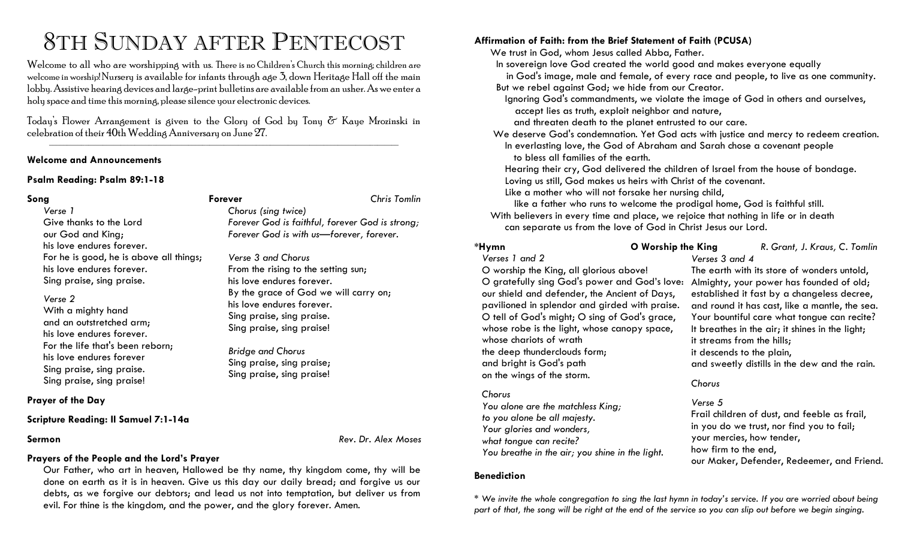# 8TH SUNDAY AFTER PENTECOST

Welcome to all who are worshipping with us. There is no Children's Church this morning; children are welcome in worship! Nursery is available for infants through age 3, down Heritage Hall off the main lobby. Assistive hearing devices and large-print bulletins are available from an usher. As we enter a holy space and time this morning, please silence your electronic devices.

Today's Flower Arrangement is given to the Glory of God by Tony & Kaye Mrozinski in celebration of their 40th Wedding Anniversary on June 27.

---

**Welcome and Announcements**

**Psalm Reading: Psalm 89:1-18**

**Song** — **Forever** — *Chris Tomlin*

*Verse 1*
Give thanks to the Lord
our God and King;
his love endures forever.
For he is good, he is above all things;
his love endures forever.
Sing praise, sing praise.

*Verse 2*
With a mighty hand
and an outstretched arm;
his love endures forever.
For the life that's been reborn;
his love endures forever
Sing praise, sing praise.
Sing praise, sing praise!

*Chorus (sing twice)*
*Forever God is faithful, forever God is strong;*
*Forever God is with us—forever, forever.*

*Verse 3 and Chorus*
From the rising to the setting sun;
his love endures forever.
By the grace of God we will carry on;
his love endures forever.
Sing praise, sing praise.
Sing praise, sing praise!

*Bridge and Chorus*
Sing praise, sing praise;
Sing praise, sing praise!

**Prayer of the Day**

**Scripture Reading: II Samuel 7:1-14a**

**Sermon** — *Rev. Dr. Alex Moses*

**Prayers of the People and the Lord's Prayer**

Our Father, who art in heaven, Hallowed be thy name, thy kingdom come, thy will be done on earth as it is in heaven. Give us this day our daily bread; and forgive us our debts, as we forgive our debtors; and lead us not into temptation, but deliver us from evil. For thine is the kingdom, and the power, and the glory forever. Amen.

**Affirmation of Faith: from the Brief Statement of Faith (PCUSA)**

We trust in God, whom Jesus called Abba, Father.
In sovereign love God created the world good and makes everyone equally
in God's image, male and female, of every race and people, to live as one community.
But we rebel against God; we hide from our Creator.
Ignoring God's commandments, we violate the image of God in others and ourselves,
accept lies as truth, exploit neighbor and nature,
and threaten death to the planet entrusted to our care.
We deserve God's condemnation. Yet God acts with justice and mercy to redeem creation.
In everlasting love, the God of Abraham and Sarah chose a covenant people
to bless all families of the earth.
Hearing their cry, God delivered the children of Israel from the house of bondage.
Loving us still, God makes us heirs with Christ of the covenant.
Like a mother who will not forsake her nursing child,
like a father who runs to welcome the prodigal home, God is faithful still.
With believers in every time and place, we rejoice that nothing in life or in death
can separate us from the love of God in Christ Jesus our Lord.

**\*Hymn** — **O Worship the King** — *R. Grant, J. Kraus, C. Tomlin*

*Verses 1 and 2*
O worship the King, all glorious above!
O gratefully sing God's power and God's love:
our shield and defender, the Ancient of Days,
pavilioned in splendor and girded with praise.
O tell of God's might; O sing of God's grace,
whose robe is the light, whose canopy space,
whose chariots of wrath
the deep thunderclouds form;
and bright is God's path
on the wings of the storm.

*Chorus*
*You alone are the matchless King;*
*to you alone be all majesty.*
*Your glories and wonders,*
*what tongue can recite?*
*You breathe in the air; you shine in the light.*

*Verses 3 and 4*
The earth with its store of wonders untold,
Almighty, your power has founded of old;
established it fast by a changeless decree,
and round it has cast, like a mantle, the sea.
Your bountiful care what tongue can recite?
It breathes in the air; it shines in the light;
it streams from the hills;
it descends to the plain,
and sweetly distills in the dew and the rain.

*Chorus*

*Verse 5*
Frail children of dust, and feeble as frail,
in you do we trust, nor find you to fail;
your mercies, how tender,
how firm to the end,
our Maker, Defender, Redeemer, and Friend.

**Benediction**

*\* We invite the whole congregation to sing the last hymn in today's service. If you are worried about being part of that, the song will be right at the end of the service so you can slip out before we begin singing.*